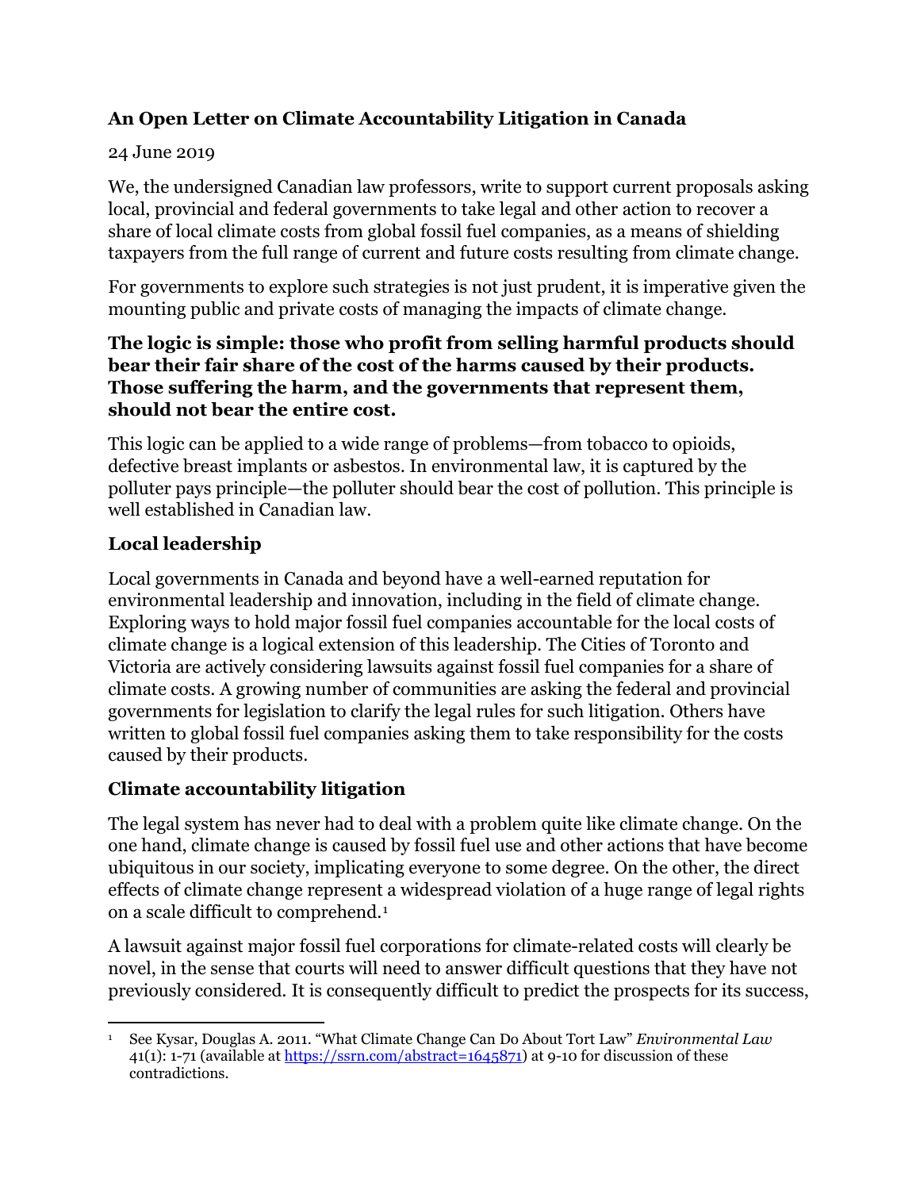## An Open Letter on Climate Accountability Litigation in Canada

24 June 2019

We, the undersigned Canadian law professors, write to support current proposals asking local, provincial and federal governments to take legal and other action to recover a share of local climate costs from global fossil fuel companies, as a means of shielding taxpayers from the full range of current and future costs resulting from climate change.

For governments to explore such strategies is not just prudent, it is imperative given the mounting public and private costs of managing the impacts of climate change.

**The logic is simple: those who profit from selling harmful products should bear their fair share of the cost of the harms caused by their products. Those suffering the harm, and the governments that represent them, should not bear the entire cost.**

This logic can be applied to a wide range of problems—from tobacco to opioids, defective breast implants or asbestos. In environmental law, it is captured by the polluter pays principle—the polluter should bear the cost of pollution. This principle is well established in Canadian law.

### Local leadership

Local governments in Canada and beyond have a well-earned reputation for environmental leadership and innovation, including in the field of climate change. Exploring ways to hold major fossil fuel companies accountable for the local costs of climate change is a logical extension of this leadership. The Cities of Toronto and Victoria are actively considering lawsuits against fossil fuel companies for a share of climate costs. A growing number of communities are asking the federal and provincial governments for legislation to clarify the legal rules for such litigation. Others have written to global fossil fuel companies asking them to take responsibility for the costs caused by their products.

### Climate accountability litigation

The legal system has never had to deal with a problem quite like climate change. On the one hand, climate change is caused by fossil fuel use and other actions that have become ubiquitous in our society, implicating everyone to some degree. On the other, the direct effects of climate change represent a widespread violation of a huge range of legal rights on a scale difficult to comprehend.[1]

A lawsuit against major fossil fuel corporations for climate-related costs will clearly be novel, in the sense that courts will need to answer difficult questions that they have not previously considered. It is consequently difficult to predict the prospects for its success,

---

[1] See Kysar, Douglas A. 2011. "What Climate Change Can Do About Tort Law" *Environmental Law* 41(1): 1-71 (available at https://ssrn.com/abstract=1645871) at 9-10 for discussion of these contradictions.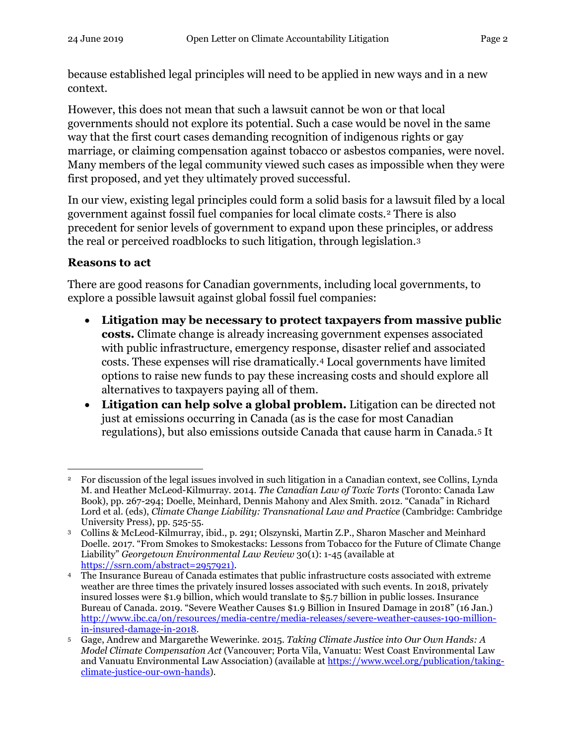because established legal principles will need to be applied in new ways and in a new context.

However, this does not mean that such a lawsuit cannot be won or that local governments should not explore its potential. Such a case would be novel in the same way that the first court cases demanding recognition of indigenous rights or gay marriage, or claiming compensation against tobacco or asbestos companies, were novel. Many members of the legal community viewed such cases as impossible when they were first proposed, and yet they ultimately proved successful.

In our view, existing legal principles could form a solid basis for a lawsuit filed by a local government against fossil fuel companies for local climate costs.[2] There is also precedent for senior levels of government to expand upon these principles, or address the real or perceived roadblocks to such litigation, through legislation.[3]

### Reasons to act

There are good reasons for Canadian governments, including local governments, to explore a possible lawsuit against global fossil fuel companies:

- **Litigation may be necessary to protect taxpayers from massive public costs.** Climate change is already increasing government expenses associated with public infrastructure, emergency response, disaster relief and associated costs. These expenses will rise dramatically.[4] Local governments have limited options to raise new funds to pay these increasing costs and should explore all alternatives to taxpayers paying all of them.
- **Litigation can help solve a global problem.** Litigation can be directed not just at emissions occurring in Canada (as is the case for most Canadian regulations), but also emissions outside Canada that cause harm in Canada.[5] It

---

[2] For discussion of the legal issues involved in such litigation in a Canadian context, see Collins, Lynda M. and Heather McLeod-Kilmurray. 2014. *The Canadian Law of Toxic Torts* (Toronto: Canada Law Book), pp. 267-294; Doelle, Meinhard, Dennis Mahony and Alex Smith. 2012. "Canada" in Richard Lord et al. (eds), *Climate Change Liability: Transnational Law and Practice* (Cambridge: Cambridge University Press), pp. 525-55.

[3] Collins & McLeod-Kilmurray, ibid., p. 291; Olszynski, Martin Z.P., Sharon Mascher and Meinhard Doelle. 2017. "From Smokes to Smokestacks: Lessons from Tobacco for the Future of Climate Change Liability" *Georgetown Environmental Law Review* 30(1): 1-45 (available at https://ssrn.com/abstract=2957921).

[4] The Insurance Bureau of Canada estimates that public infrastructure costs associated with extreme weather are three times the privately insured losses associated with such events. In 2018, privately insured losses were $1.9 billion, which would translate to $5.7 billion in public losses. Insurance Bureau of Canada. 2019. "Severe Weather Causes $1.9 Billion in Insured Damage in 2018" (16 Jan.) http://www.ibc.ca/on/resources/media-centre/media-releases/severe-weather-causes-190-million-in-insured-damage-in-2018.

[5] Gage, Andrew and Margarethe Wewerinke. 2015. *Taking Climate Justice into Our Own Hands: A Model Climate Compensation Act* (Vancouver; Porta Vila, Vanuatu: West Coast Environmental Law and Vanuatu Environmental Law Association) (available at https://www.wcel.org/publication/taking-climate-justice-our-own-hands).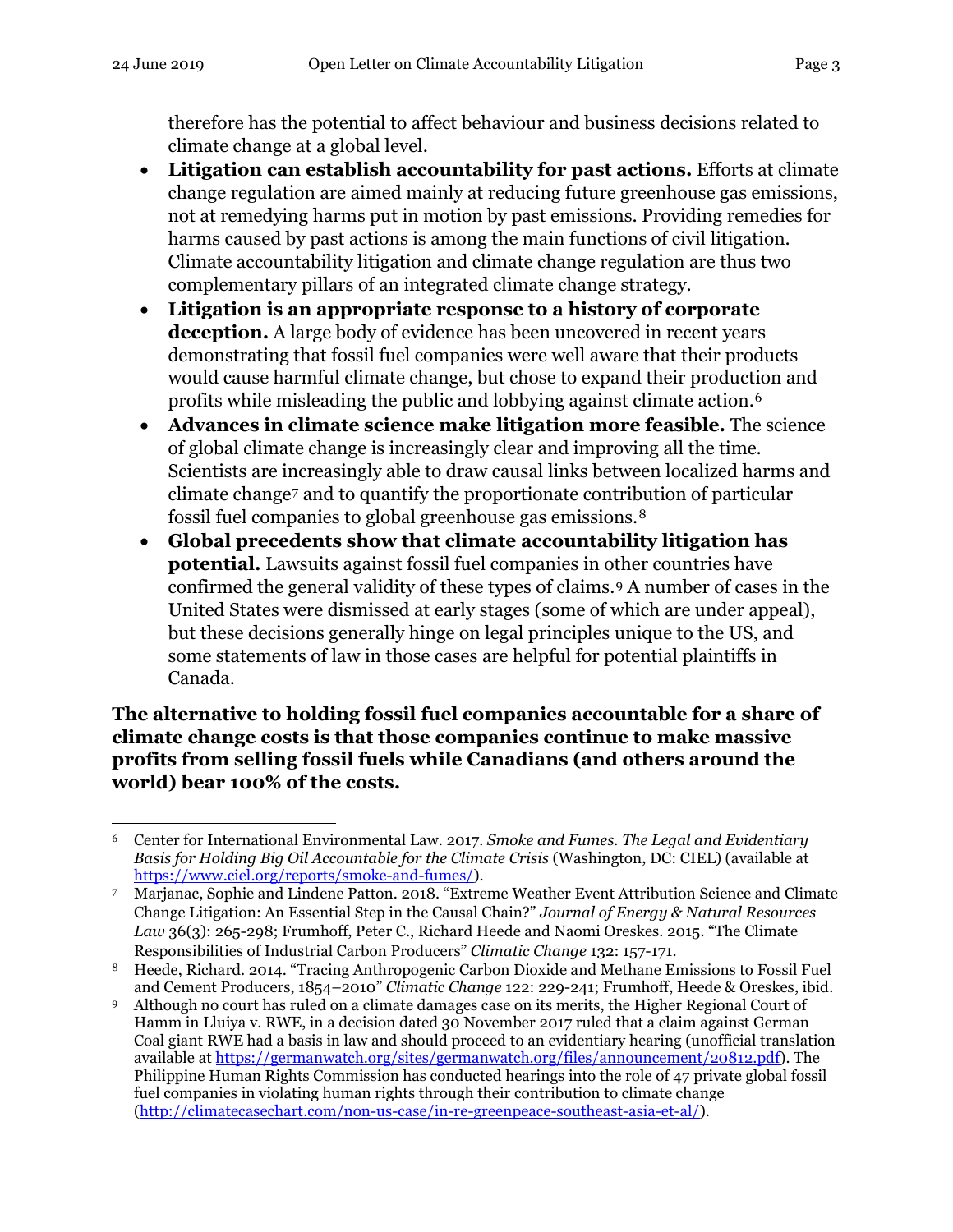therefore has the potential to affect behaviour and business decisions related to climate change at a global level.

- **Litigation can establish accountability for past actions.** Efforts at climate change regulation are aimed mainly at reducing future greenhouse gas emissions, not at remedying harms put in motion by past emissions. Providing remedies for harms caused by past actions is among the main functions of civil litigation. Climate accountability litigation and climate change regulation are thus two complementary pillars of an integrated climate change strategy.
- **Litigation is an appropriate response to a history of corporate deception.** A large body of evidence has been uncovered in recent years demonstrating that fossil fuel companies were well aware that their products would cause harmful climate change, but chose to expand their production and profits while misleading the public and lobbying against climate action.[6]
- **Advances in climate science make litigation more feasible.** The science of global climate change is increasingly clear and improving all the time. Scientists are increasingly able to draw causal links between localized harms and climate change[7] and to quantify the proportionate contribution of particular fossil fuel companies to global greenhouse gas emissions.[8]
- **Global precedents show that climate accountability litigation has potential.** Lawsuits against fossil fuel companies in other countries have confirmed the general validity of these types of claims.[9] A number of cases in the United States were dismissed at early stages (some of which are under appeal), but these decisions generally hinge on legal principles unique to the US, and some statements of law in those cases are helpful for potential plaintiffs in Canada.

**The alternative to holding fossil fuel companies accountable for a share of climate change costs is that those companies continue to make massive profits from selling fossil fuels while Canadians (and others around the world) bear 100% of the costs.**

---

[6] Center for International Environmental Law. 2017. *Smoke and Fumes. The Legal and Evidentiary Basis for Holding Big Oil Accountable for the Climate Crisis* (Washington, DC: CIEL) (available at https://www.ciel.org/reports/smoke-and-fumes/).

[7] Marjanac, Sophie and Lindene Patton. 2018. "Extreme Weather Event Attribution Science and Climate Change Litigation: An Essential Step in the Causal Chain?" *Journal of Energy & Natural Resources Law* 36(3): 265-298; Frumhoff, Peter C., Richard Heede and Naomi Oreskes. 2015. "The Climate Responsibilities of Industrial Carbon Producers" *Climatic Change* 132: 157-171.

[8] Heede, Richard. 2014. "Tracing Anthropogenic Carbon Dioxide and Methane Emissions to Fossil Fuel and Cement Producers, 1854–2010" *Climatic Change* 122: 229-241; Frumhoff, Heede & Oreskes, ibid.

[9] Although no court has ruled on a climate damages case on its merits, the Higher Regional Court of Hamm in Lluiya v. RWE, in a decision dated 30 November 2017 ruled that a claim against German Coal giant RWE had a basis in law and should proceed to an evidentiary hearing (unofficial translation available at https://germanwatch.org/sites/germanwatch.org/files/announcement/20812.pdf). The Philippine Human Rights Commission has conducted hearings into the role of 47 private global fossil fuel companies in violating human rights through their contribution to climate change (http://climatecasechart.com/non-us-case/in-re-greenpeace-southeast-asia-et-al/).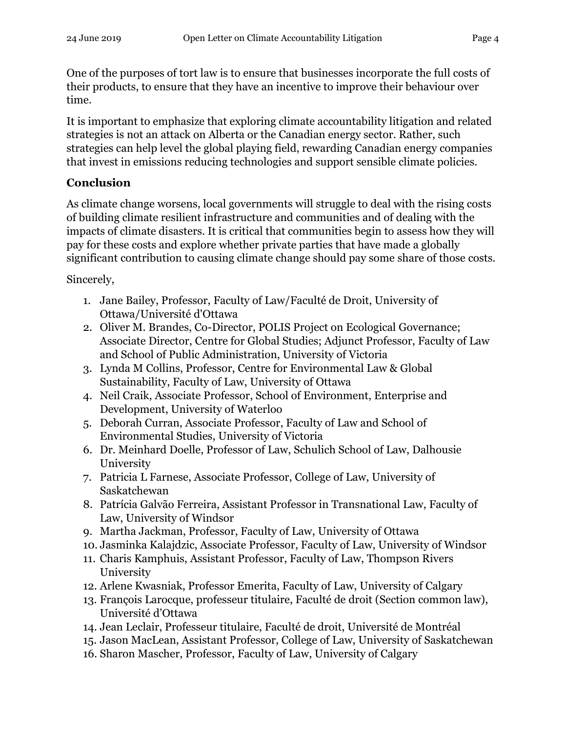One of the purposes of tort law is to ensure that businesses incorporate the full costs of their products, to ensure that they have an incentive to improve their behaviour over time.

It is important to emphasize that exploring climate accountability litigation and related strategies is not an attack on Alberta or the Canadian energy sector. Rather, such strategies can help level the global playing field, rewarding Canadian energy companies that invest in emissions reducing technologies and support sensible climate policies.

## Conclusion

As climate change worsens, local governments will struggle to deal with the rising costs of building climate resilient infrastructure and communities and of dealing with the impacts of climate disasters. It is critical that communities begin to assess how they will pay for these costs and explore whether private parties that have made a globally significant contribution to causing climate change should pay some share of those costs.

Sincerely,

1. Jane Bailey, Professor, Faculty of Law/Faculté de Droit, University of Ottawa/Université d'Ottawa
2. Oliver M. Brandes, Co-Director, POLIS Project on Ecological Governance; Associate Director, Centre for Global Studies; Adjunct Professor, Faculty of Law and School of Public Administration, University of Victoria
3. Lynda M Collins, Professor, Centre for Environmental Law & Global Sustainability, Faculty of Law, University of Ottawa
4. Neil Craik, Associate Professor, School of Environment, Enterprise and Development, University of Waterloo
5. Deborah Curran, Associate Professor, Faculty of Law and School of Environmental Studies, University of Victoria
6. Dr. Meinhard Doelle, Professor of Law, Schulich School of Law, Dalhousie University
7. Patricia L Farnese, Associate Professor, College of Law, University of Saskatchewan
8. Patrícia Galvão Ferreira, Assistant Professor in Transnational Law, Faculty of Law, University of Windsor
9. Martha Jackman, Professor, Faculty of Law, University of Ottawa
10. Jasminka Kalajdzic, Associate Professor, Faculty of Law, University of Windsor
11. Charis Kamphuis, Assistant Professor, Faculty of Law, Thompson Rivers University
12. Arlene Kwasniak, Professor Emerita, Faculty of Law, University of Calgary
13. François Larocque, professeur titulaire, Faculté de droit (Section common law), Université d'Ottawa
14. Jean Leclair, Professeur titulaire, Faculté de droit, Université de Montréal
15. Jason MacLean, Assistant Professor, College of Law, University of Saskatchewan
16. Sharon Mascher, Professor, Faculty of Law, University of Calgary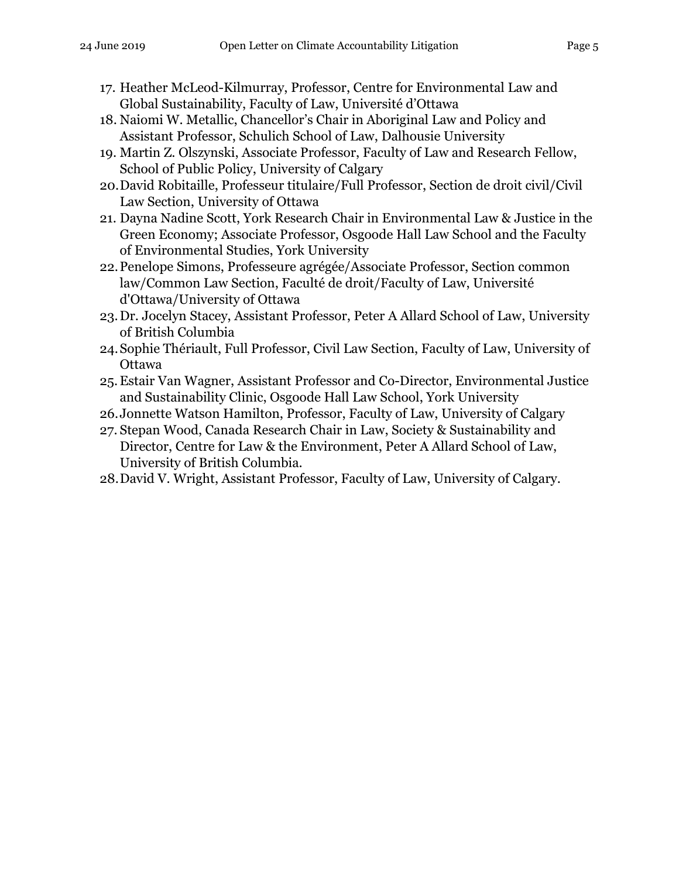17. Heather McLeod-Kilmurray, Professor, Centre for Environmental Law and Global Sustainability, Faculty of Law, Université d'Ottawa
18. Naiomi W. Metallic, Chancellor's Chair in Aboriginal Law and Policy and Assistant Professor, Schulich School of Law, Dalhousie University
19. Martin Z. Olszynski, Associate Professor, Faculty of Law and Research Fellow, School of Public Policy, University of Calgary
20. David Robitaille, Professeur titulaire/Full Professor, Section de droit civil/Civil Law Section, University of Ottawa
21. Dayna Nadine Scott, York Research Chair in Environmental Law & Justice in the Green Economy; Associate Professor, Osgoode Hall Law School and the Faculty of Environmental Studies, York University
22. Penelope Simons, Professeure agrégée/Associate Professor, Section common law/Common Law Section, Faculté de droit/Faculty of Law, Université d'Ottawa/University of Ottawa
23. Dr. Jocelyn Stacey, Assistant Professor, Peter A Allard School of Law, University of British Columbia
24. Sophie Thériault, Full Professor, Civil Law Section, Faculty of Law, University of Ottawa
25. Estair Van Wagner, Assistant Professor and Co-Director, Environmental Justice and Sustainability Clinic, Osgoode Hall Law School, York University
26. Jonnette Watson Hamilton, Professor, Faculty of Law, University of Calgary
27. Stepan Wood, Canada Research Chair in Law, Society & Sustainability and Director, Centre for Law & the Environment, Peter A Allard School of Law, University of British Columbia.
28. David V. Wright, Assistant Professor, Faculty of Law, University of Calgary.